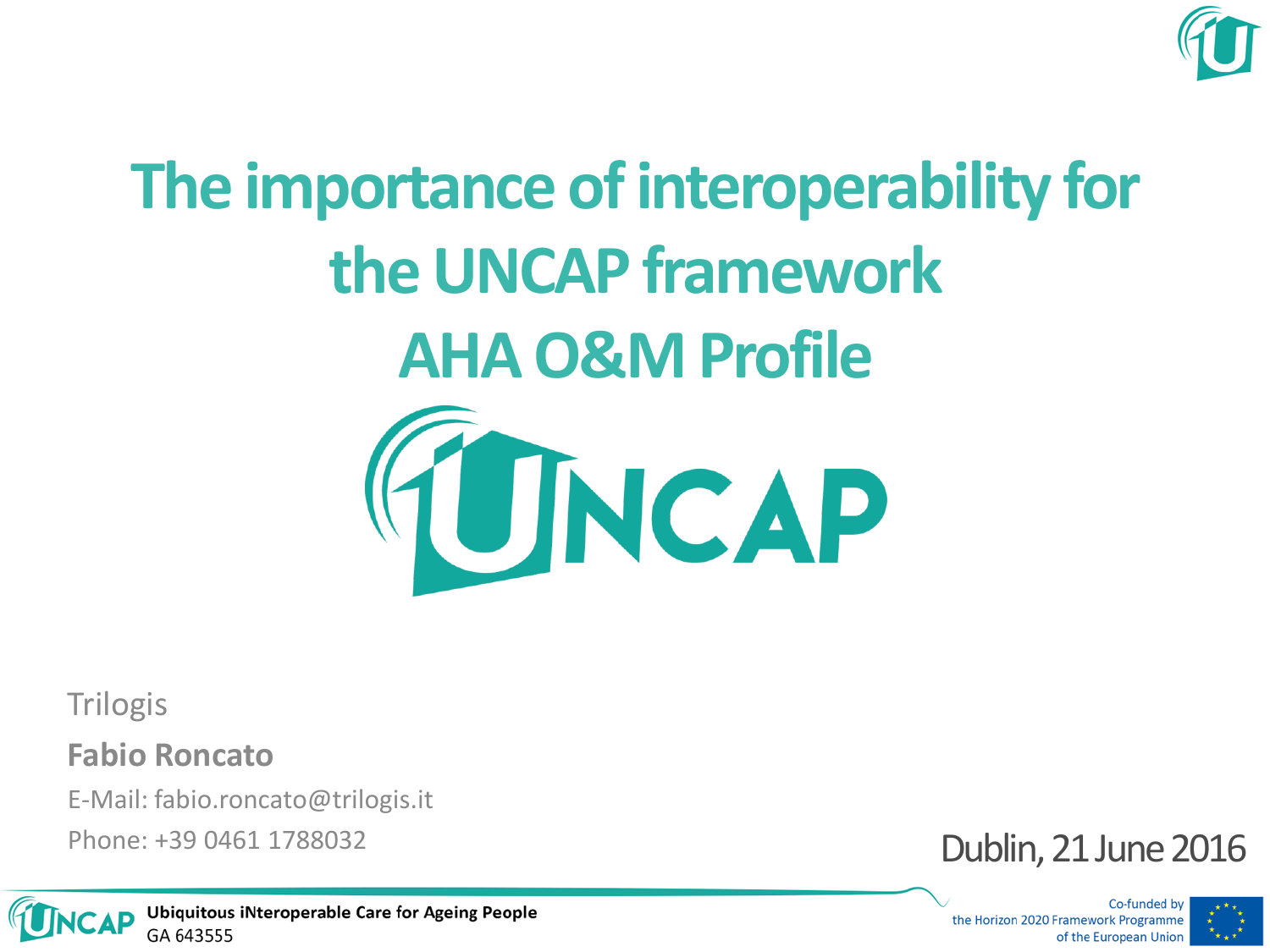# The importance of interoperability for the UNCAP framework AHA O&M Profile

Trilogis

**Fabio Roncato**

E-Mail: fabio.roncato@trilogis.it

Phone: +39 0461 1788032

Dublin, 21 June 2016

**Ubiquitous iNteroperable Care for Ageing People**
GA 643555

Co-funded by the Horizon 2020 Framework Programme of the European Union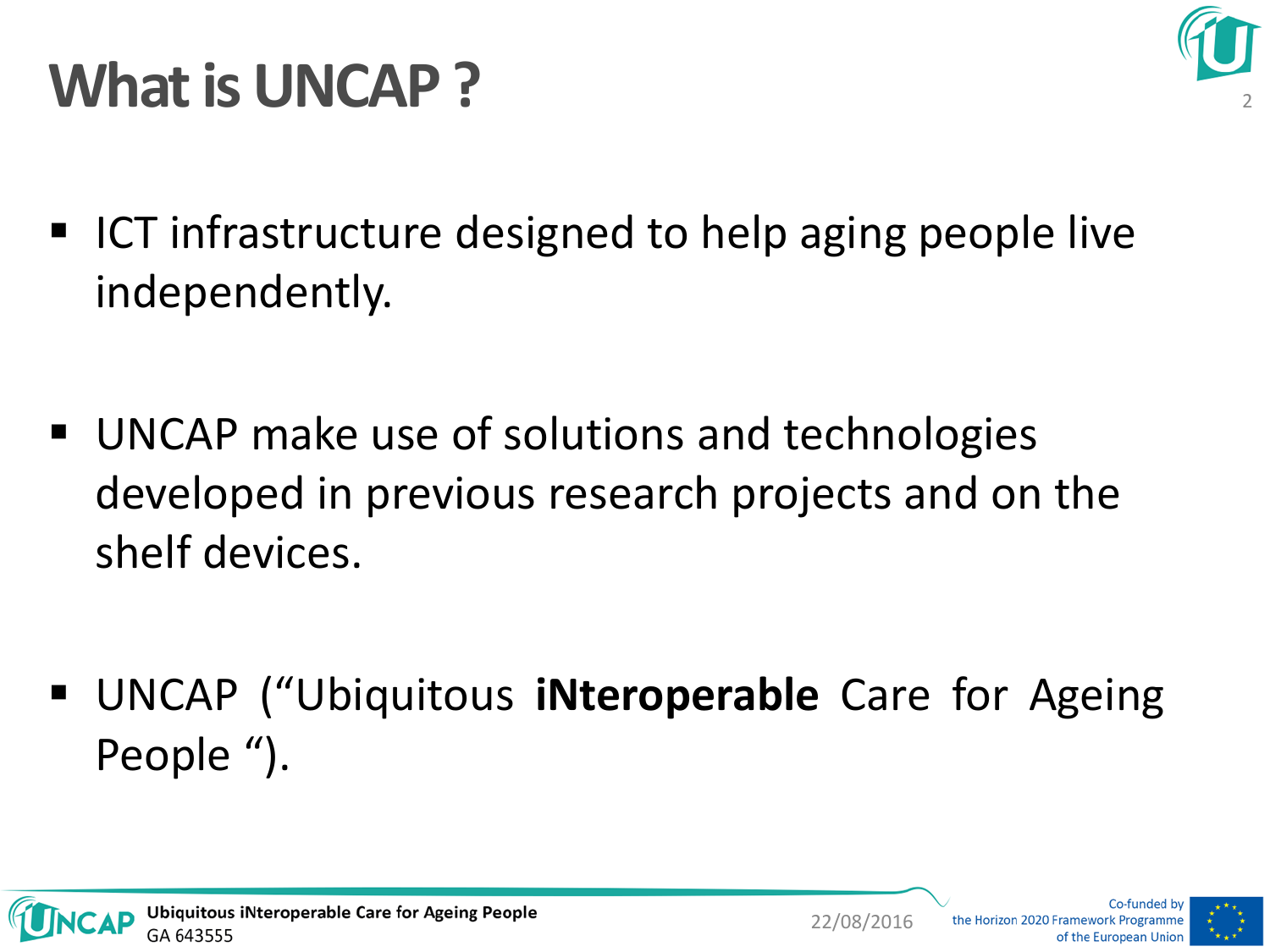# What is UNCAP ?

- ICT infrastructure designed to help aging people live independently.
- UNCAP make use of solutions and technologies developed in previous research projects and on the shelf devices.
- UNCAP (“Ubiquitous **iNteroperable** Care for Ageing People “).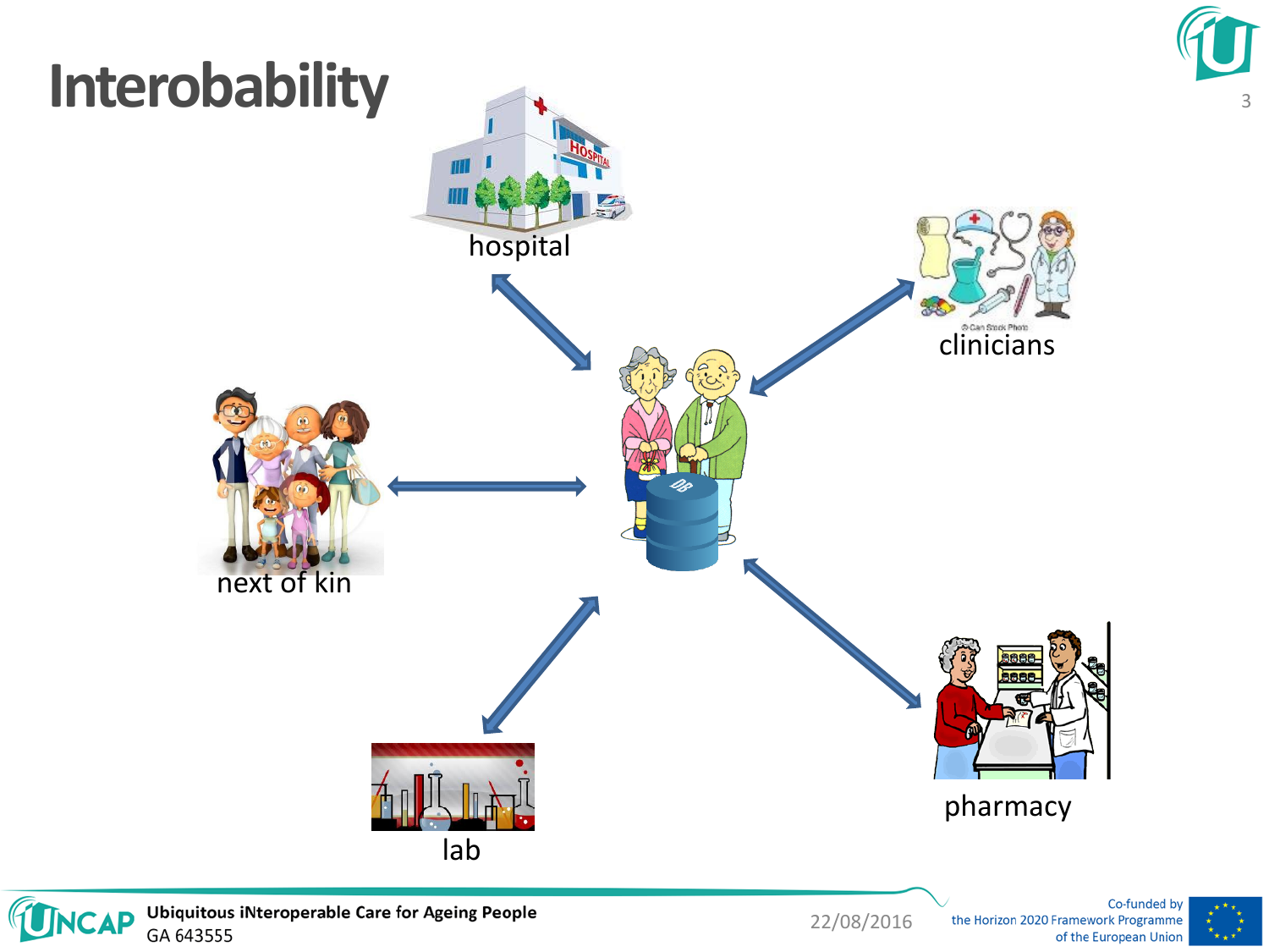# Interobability

hospital

clinicians

next of kin

pharmacy

lab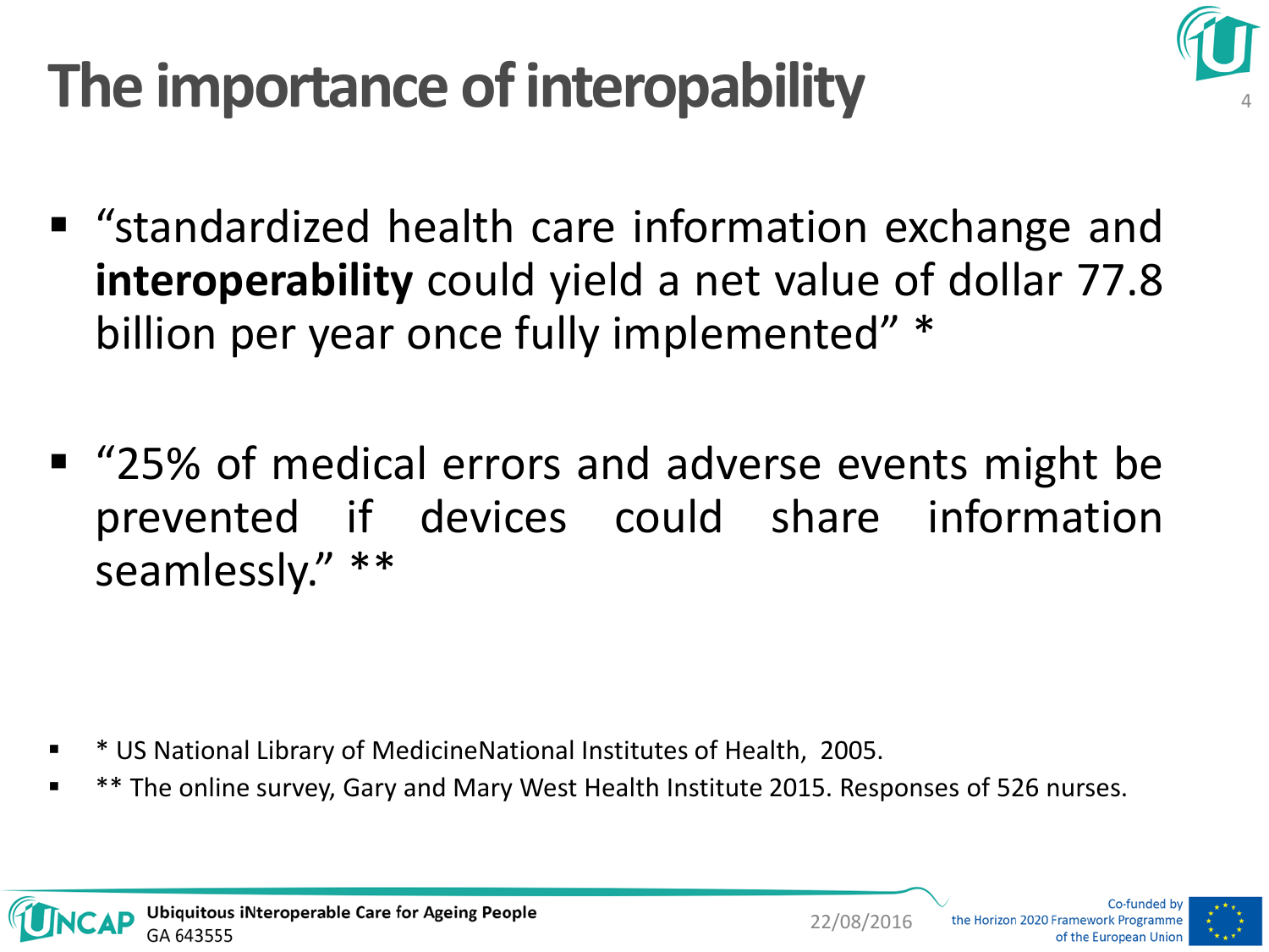# The importance of interopability

- "standardized health care information exchange and **interoperability** could yield a net value of dollar 77.8 billion per year once fully implemented" *

- "25% of medical errors and adverse events might be prevented if devices could share information seamlessly." **

- * US National Library of MedicineNational Institutes of Health, 2005.
- ** The online survey, Gary and Mary West Health Institute 2015. Responses of 526 nurses.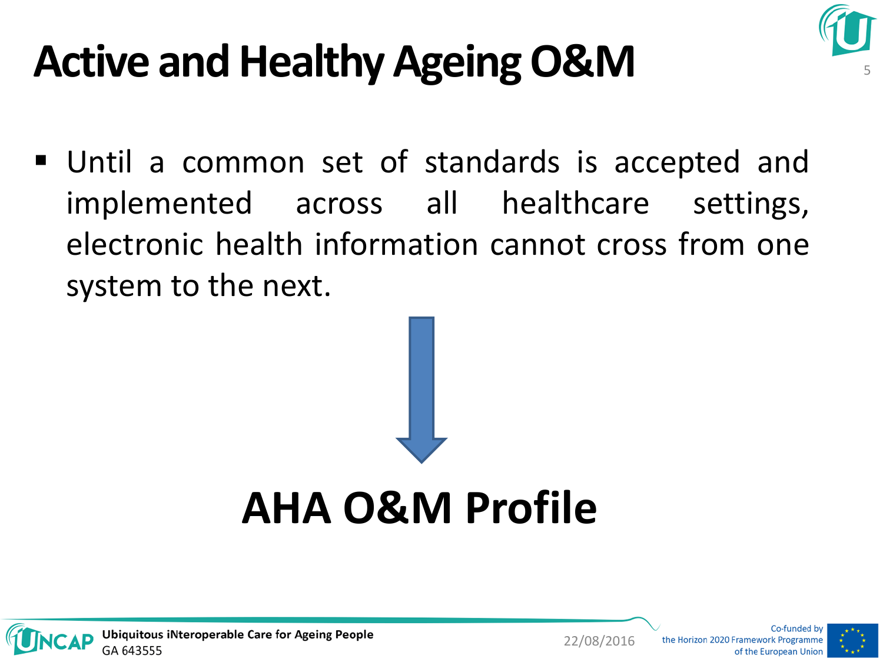# Active and Healthy Ageing O&M

- Until a common set of standards is accepted and implemented across all healthcare settings, electronic health information cannot cross from one system to the next.

↓

**AHA O&M Profile**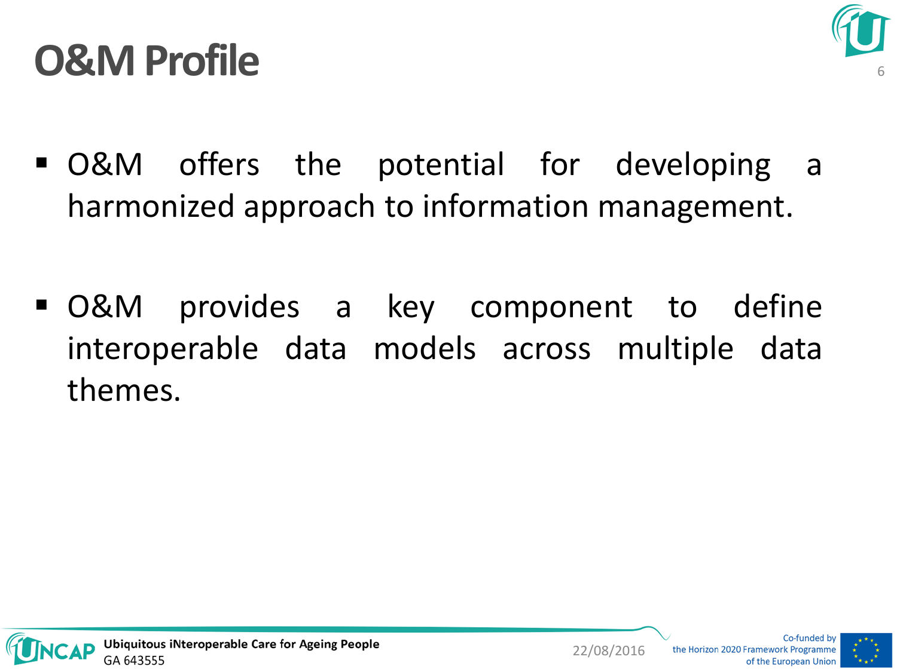# O&M Profile

- O&M offers the potential for developing a harmonized approach to information management.

- O&M provides a key component to define interoperable data models across multiple data themes.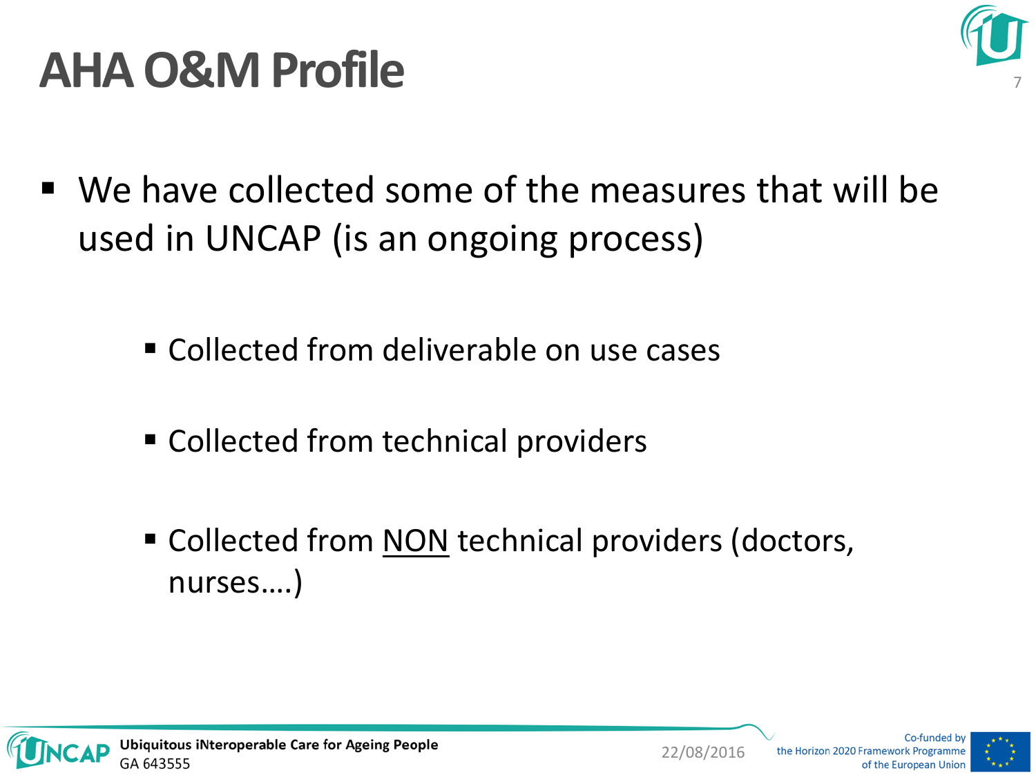# AHA O&M Profile

- We have collected some of the measures that will be used in UNCAP (is an ongoing process)
  - Collected from deliverable on use cases
  - Collected from technical providers
  - Collected from <u>NON</u> technical providers (doctors, nurses….)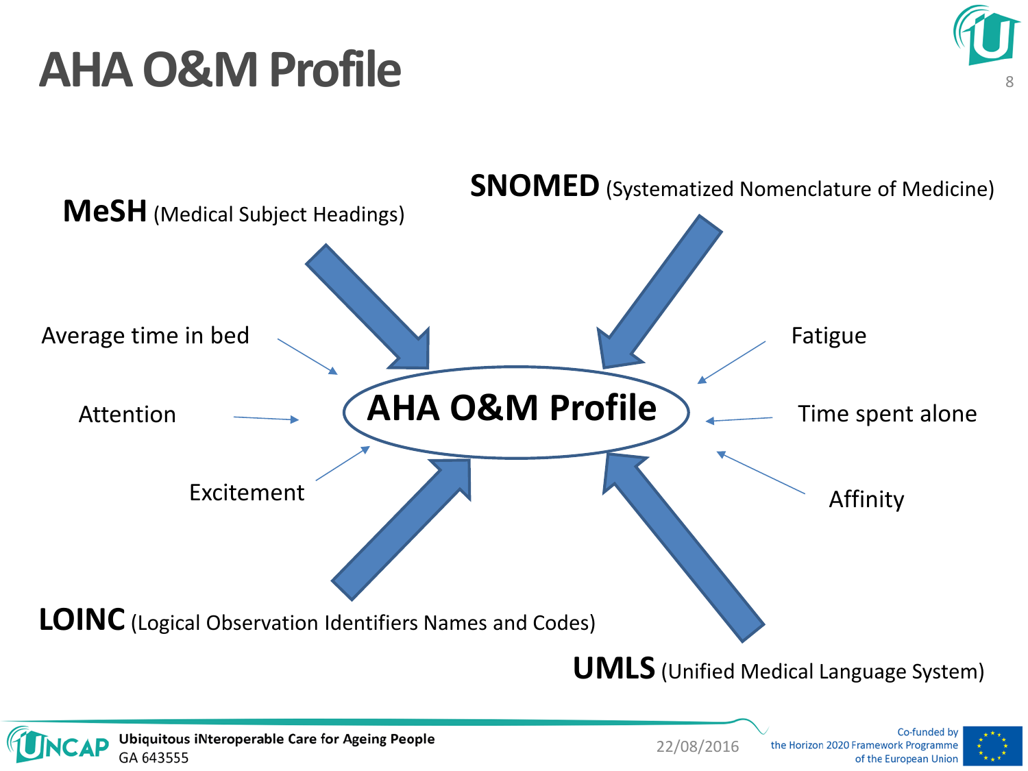# AHA O&M Profile

**MeSH** (Medical Subject Headings)

**SNOMED** (Systematized Nomenclature of Medicine)

Average time in bed

Attention

Excitement

**AHA O&M Profile**

Fatigue

Time spent alone

Affinity

**LOINC** (Logical Observation Identifiers Names and Codes)

**UMLS** (Unified Medical Language System)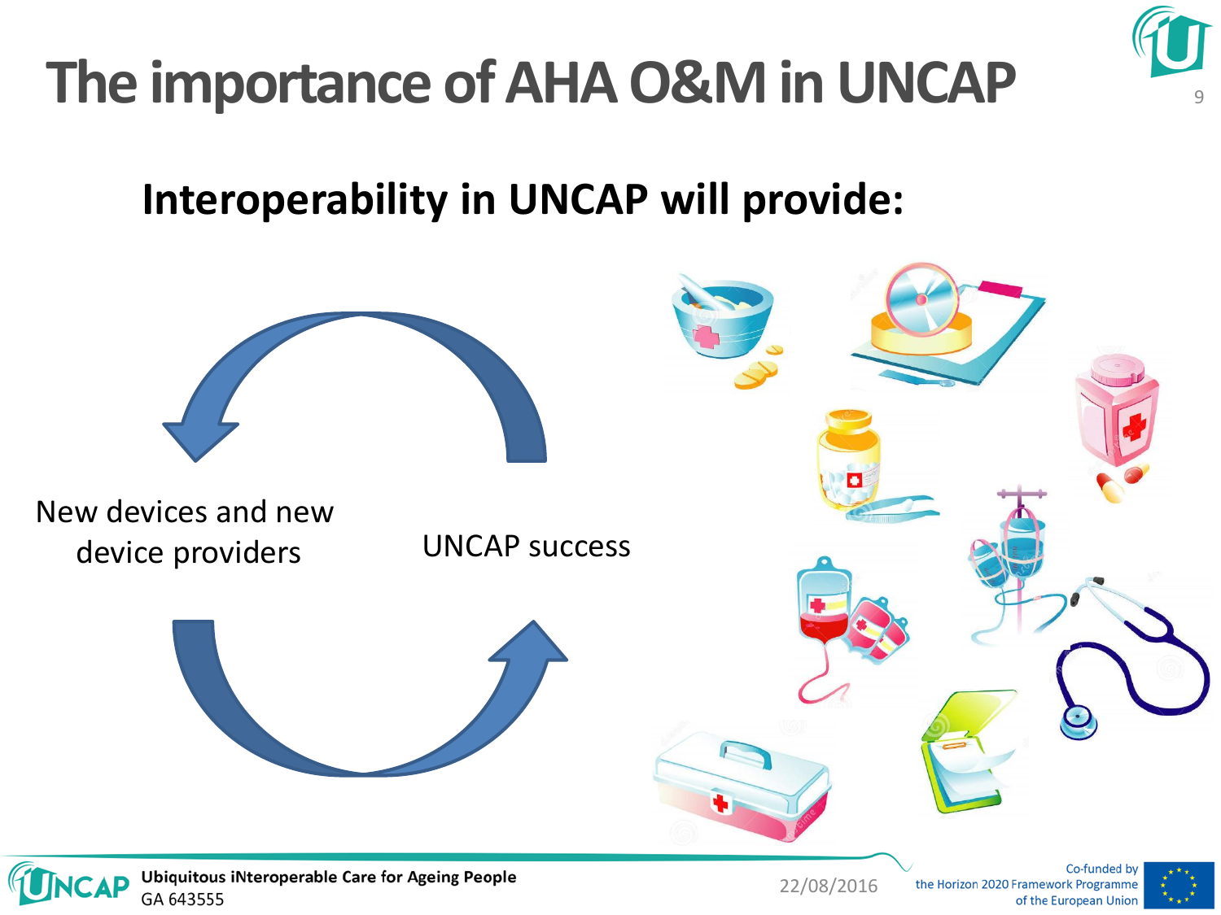# The importance of AHA O&M in UNCAP

## Interoperability in UNCAP will provide:

New devices and new device providers

UNCAP success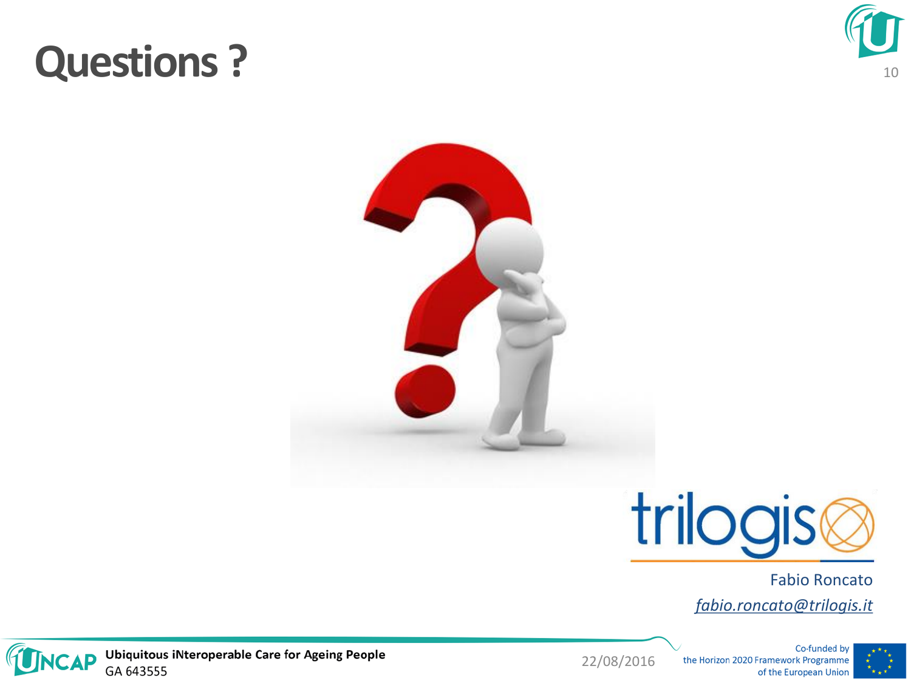# Questions ?

trilogis

Fabio Roncato

*fabio.roncato@trilogis.it*